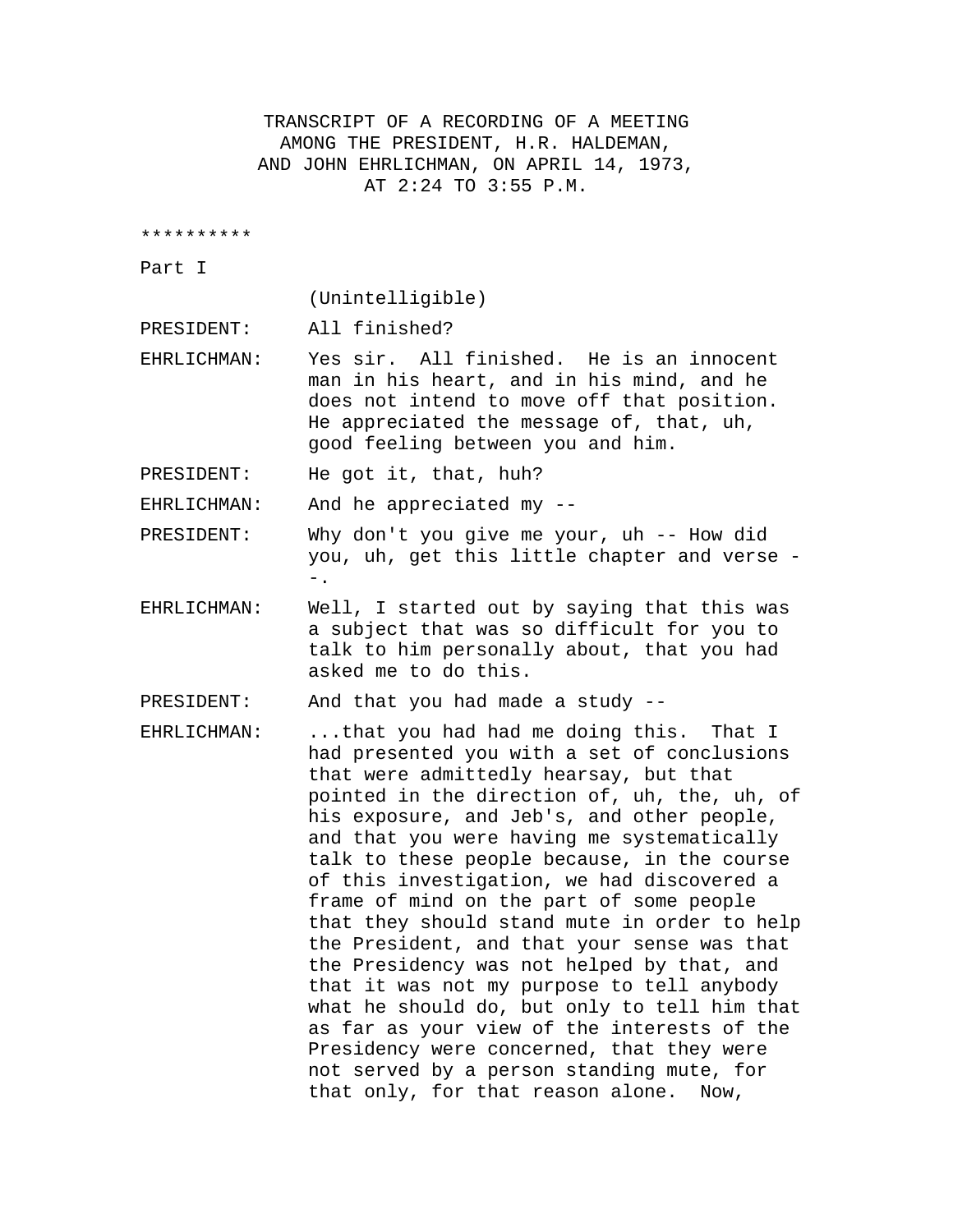TRANSCRIPT OF A RECORDING OF A MEETING AMONG THE PRESIDENT, H.R. HALDEMAN, AND JOHN EHRLICHMAN, ON APRIL 14, 1973, AT 2:24 TO 3:55 P.M.

**********

Part I

(Unintelligible)

PRESIDENT: All finished?

EHRLICHMAN: Yes sir. All finished. He is an innocent man in his heart, and in his mind, and he does not intend to move off that position. He appreciated the message of, that, uh, good feeling between you and him.

PRESIDENT: He got it, that, huh?

EHRLICHMAN: And he appreciated my --

PRESIDENT: Why don't you give me your, uh -- How did you, uh, get this little chapter and verse --.

EHRLICHMAN: Well, I started out by saying that this was a subject that was so difficult for you to talk to him personally about, that you had asked me to do this.

PRESIDENT: And that you had made a study --

EHRLICHMAN: ...that you had had me doing this. That I had presented you with a set of conclusions that were admittedly hearsay, but that pointed in the direction of, uh, the, uh, of his exposure, and Jeb's, and other people, and that you were having me systematically talk to these people because, in the course of this investigation, we had discovered a frame of mind on the part of some people that they should stand mute in order to help the President, and that your sense was that the Presidency was not helped by that, and that it was not my purpose to tell anybody what he should do, but only to tell him that as far as your view of the interests of the Presidency were concerned, that they were not served by a person standing mute, for that only, for that reason alone. Now,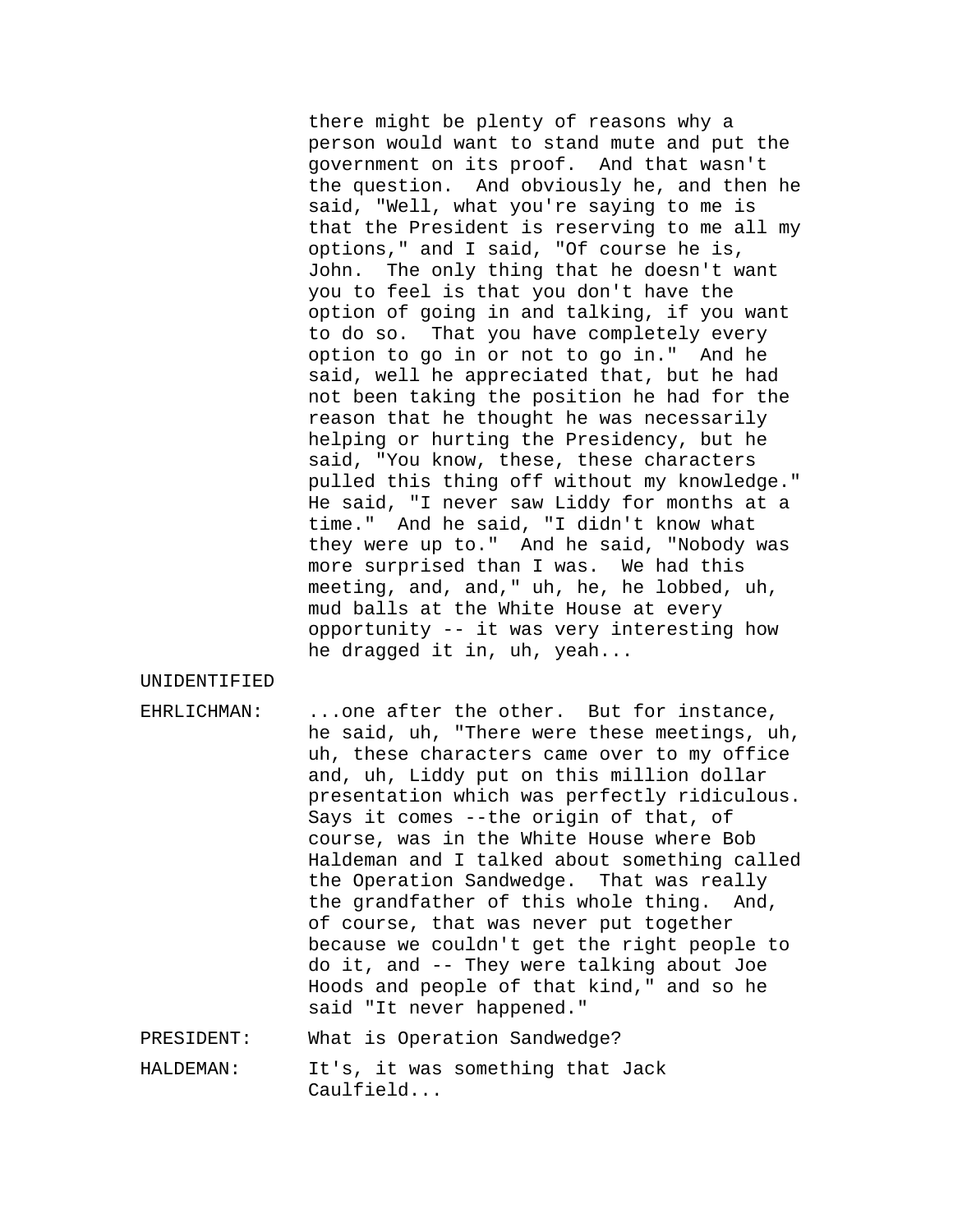there might be plenty of reasons why a person would want to stand mute and put the government on its proof. And that wasn't the question. And obviously he, and then he said, "Well, what you're saying to me is that the President is reserving to me all my options," and I said, "Of course he is, John. The only thing that he doesn't want you to feel is that you don't have the option of going in and talking, if you want to do so. That you have completely every option to go in or not to go in." And he said, well he appreciated that, but he had not been taking the position he had for the reason that he thought he was necessarily helping or hurting the Presidency, but he said, "You know, these, these characters pulled this thing off without my knowledge." He said, "I never saw Liddy for months at a time." And he said, "I didn't know what they were up to." And he said, "Nobody was more surprised than I was. We had this meeting, and, and," uh, he, he lobbed, uh, mud balls at the White House at every opportunity -- it was very interesting how he dragged it in, uh, yeah...

UNIDENTIFIED

EHRLICHMAN: ...one after the other. But for instance, he said, uh, "There were these meetings, uh, uh, these characters came over to my office and, uh, Liddy put on this million dollar presentation which was perfectly ridiculous. Says it comes --the origin of that, of course, was in the White House where Bob Haldeman and I talked about something called the Operation Sandwedge. That was really the grandfather of this whole thing. And, of course, that was never put together because we couldn't get the right people to do it, and -- They were talking about Joe Hoods and people of that kind," and so he said "It never happened."

PRESIDENT: What is Operation Sandwedge?

HALDEMAN: It's, it was something that Jack Caulfield...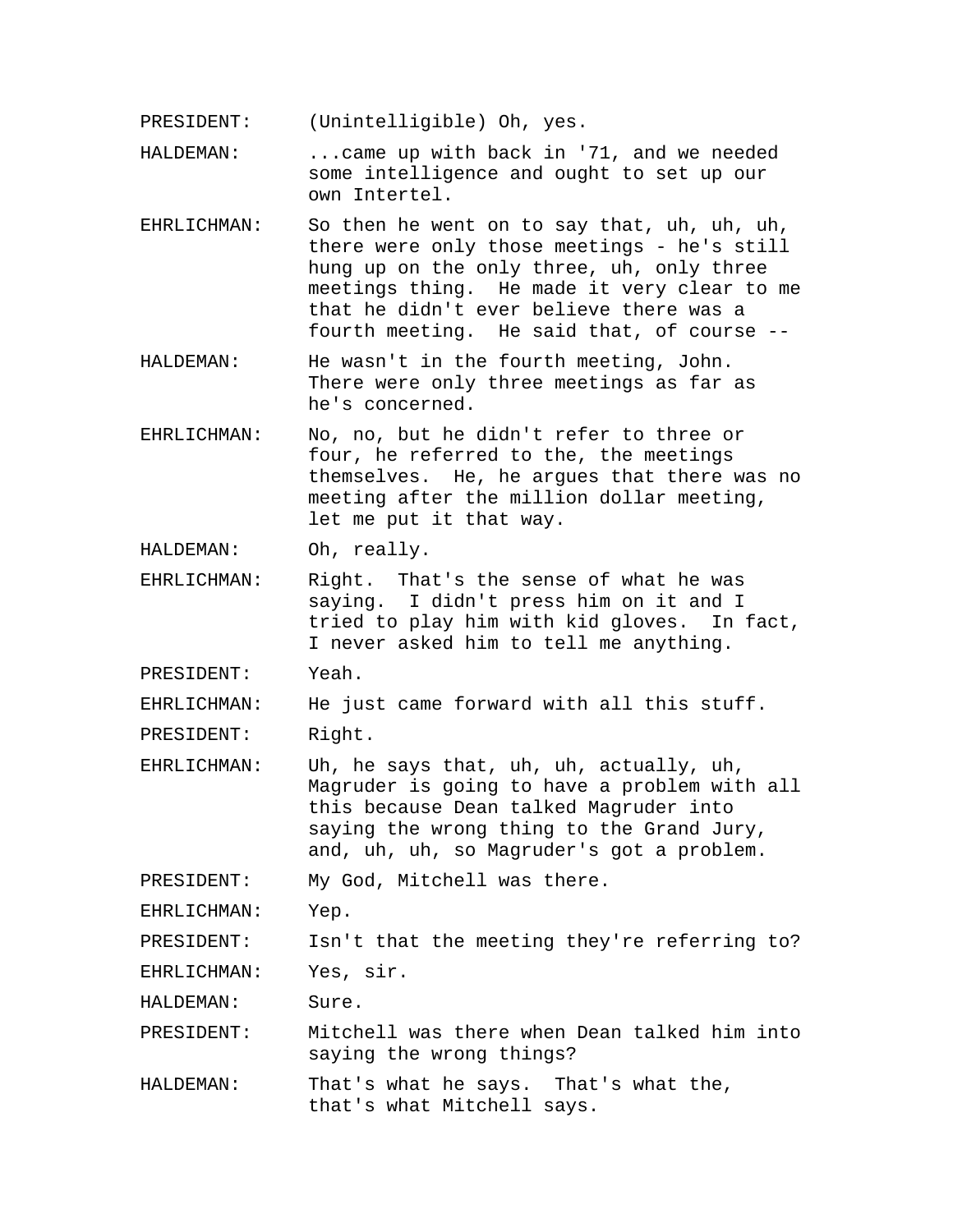PRESIDENT: (Unintelligible) Oh, yes.

HALDEMAN: ...came up with back in '71, and we needed some intelligence and ought to set up our own Intertel.

EHRLICHMAN: So then he went on to say that, uh, uh, uh, there were only those meetings - he's still hung up on the only three, uh, only three meetings thing. He made it very clear to me that he didn't ever believe there was a fourth meeting. He said that, of course --

HALDEMAN: He wasn't in the fourth meeting, John. There were only three meetings as far as he's concerned.

EHRLICHMAN: No, no, but he didn't refer to three or four, he referred to the, the meetings themselves. He, he argues that there was no meeting after the million dollar meeting, let me put it that way.

HALDEMAN: Oh, really.

EHRLICHMAN: Right. That's the sense of what he was saying. I didn't press him on it and I tried to play him with kid gloves. In fact, I never asked him to tell me anything.

PRESIDENT: Yeah.

EHRLICHMAN: He just came forward with all this stuff.

PRESIDENT: Right.

EHRLICHMAN: Uh, he says that, uh, uh, actually, uh, Magruder is going to have a problem with all this because Dean talked Magruder into saying the wrong thing to the Grand Jury, and, uh, uh, so Magruder's got a problem.

PRESIDENT: My God, Mitchell was there.

EHRLICHMAN: Yep.

PRESIDENT: Isn't that the meeting they're referring to?

EHRLICHMAN: Yes, sir.

HALDEMAN: Sure.

PRESIDENT: Mitchell was there when Dean talked him into saying the wrong things?

HALDEMAN: That's what he says. That's what the, that's what Mitchell says.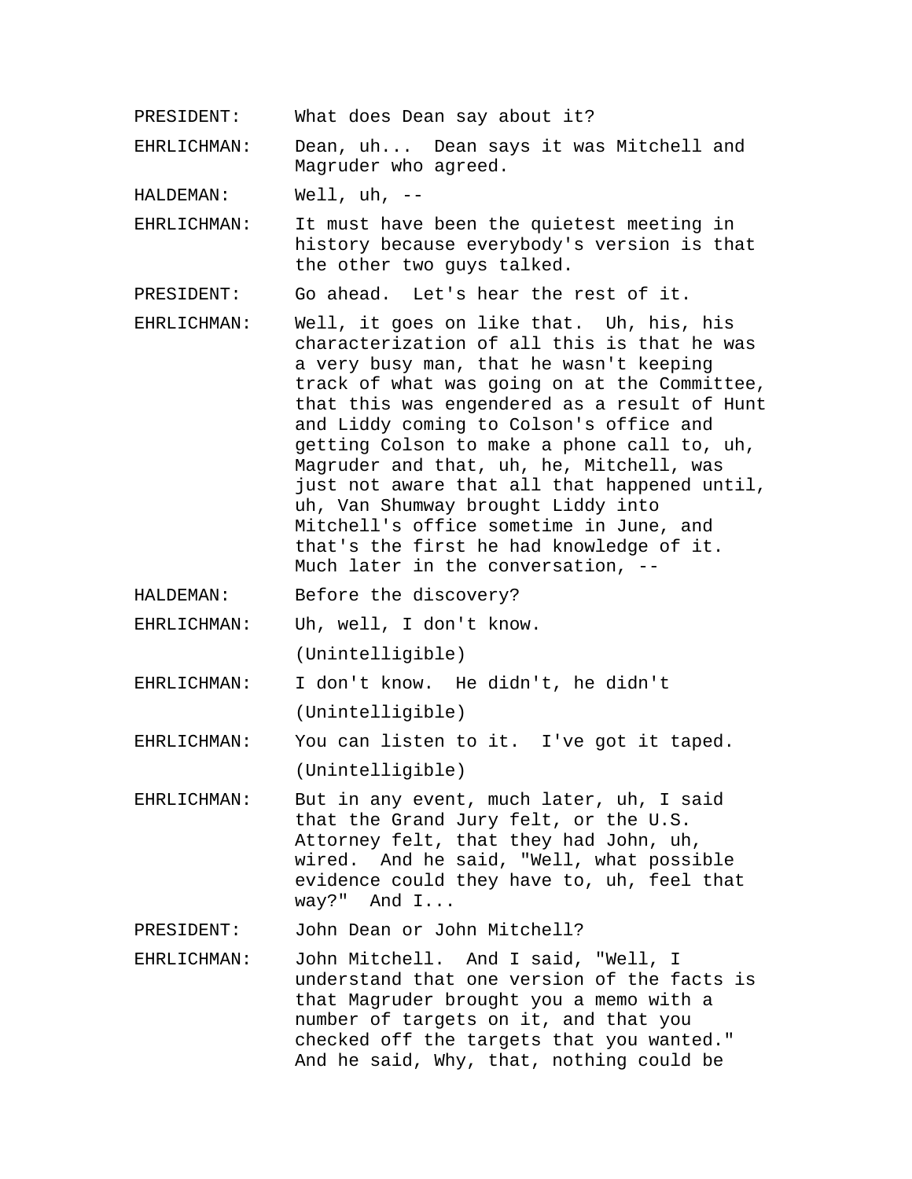PRESIDENT: What does Dean say about it?

EHRLICHMAN: Dean, uh... Dean says it was Mitchell and Magruder who agreed.

HALDEMAN: Well, uh, --

EHRLICHMAN: It must have been the quietest meeting in history because everybody's version is that the other two guys talked.

PRESIDENT: Go ahead. Let's hear the rest of it.

EHRLICHMAN: Well, it goes on like that. Uh, his, his characterization of all this is that he was a very busy man, that he wasn't keeping track of what was going on at the Committee, that this was engendered as a result of Hunt and Liddy coming to Colson's office and getting Colson to make a phone call to, uh, Magruder and that, uh, he, Mitchell, was just not aware that all that happened until, uh, Van Shumway brought Liddy into Mitchell's office sometime in June, and that's the first he had knowledge of it. Much later in the conversation, --

HALDEMAN: Before the discovery?

EHRLICHMAN: Uh, well, I don't know.

(Unintelligible)

EHRLICHMAN: I don't know. He didn't, he didn't

(Unintelligible)

EHRLICHMAN: You can listen to it. I've got it taped.

(Unintelligible)

EHRLICHMAN: But in any event, much later, uh, I said that the Grand Jury felt, or the U.S. Attorney felt, that they had John, uh, wired. And he said, "Well, what possible evidence could they have to, uh, feel that way?" And I...

PRESIDENT: John Dean or John Mitchell?

EHRLICHMAN: John Mitchell. And I said, "Well, I understand that one version of the facts is that Magruder brought you a memo with a number of targets on it, and that you checked off the targets that you wanted." And he said, Why, that, nothing could be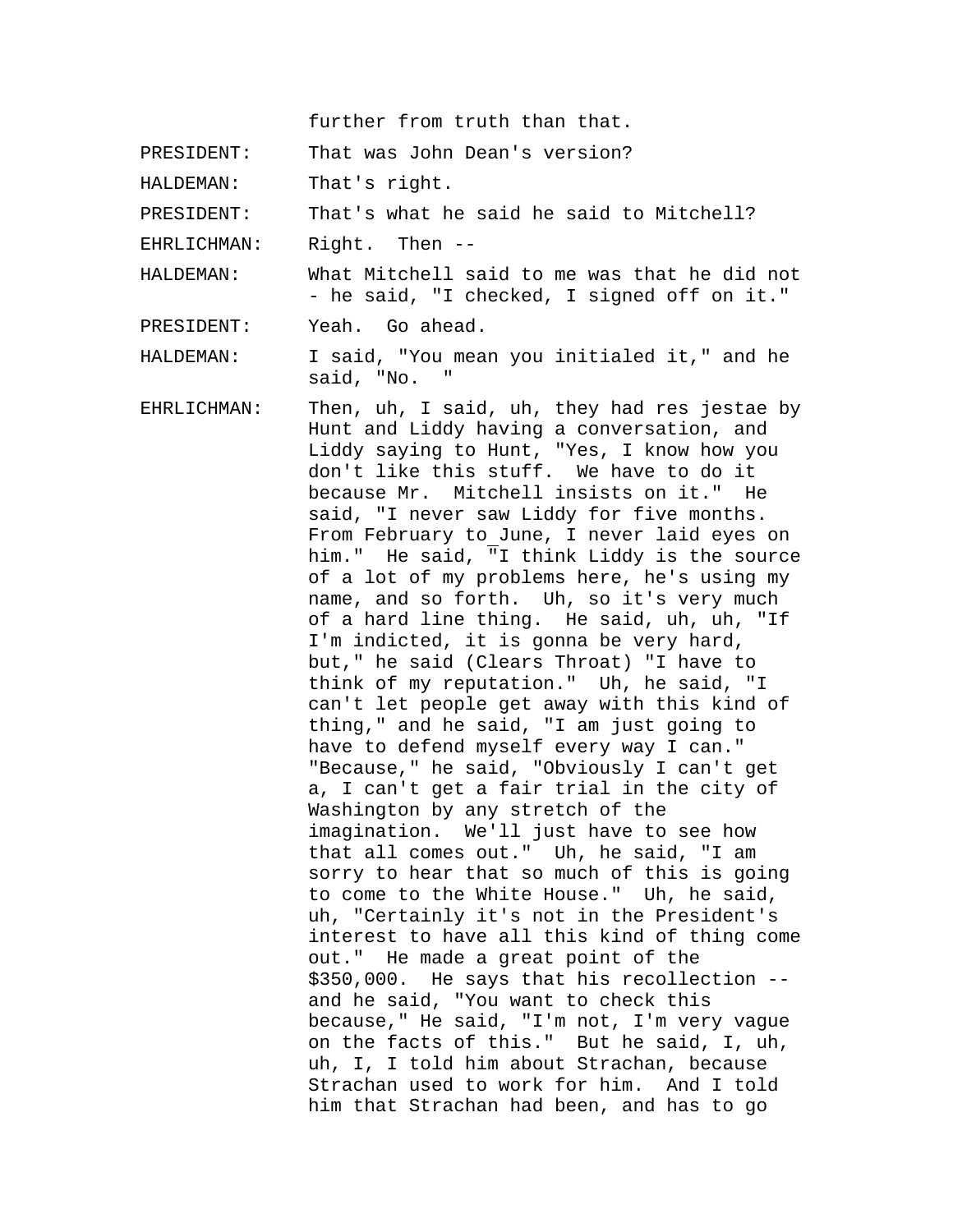further from truth than that.

PRESIDENT: That was John Dean's version?

HALDEMAN: That's right.

PRESIDENT: That's what he said he said to Mitchell?

EHRLICHMAN: Right. Then --

HALDEMAN: What Mitchell said to me was that he did not - he said, "I checked, I signed off on it."

PRESIDENT: Yeah. Go ahead.

HALDEMAN: I said, "You mean you initialed it," and he said, "No. "

EHRLICHMAN: Then, uh, I said, uh, they had res jestae by Hunt and Liddy having a conversation, and Liddy saying to Hunt, "Yes, I know how you don't like this stuff. We have to do it because Mr. Mitchell insists on it." He said, "I never saw Liddy for five months. From February to June, I never laid eyes on him." He said, "I think Liddy is the source of a lot of my problems here, he's using my name, and so forth. Uh, so it's very much of a hard line thing. He said, uh, uh, "If I'm indicted, it is gonna be very hard, but," he said (Clears Throat) "I have to think of my reputation." Uh, he said, "I can't let people get away with this kind of thing," and he said, "I am just going to have to defend myself every way I can." "Because," he said, "Obviously I can't get a, I can't get a fair trial in the city of Washington by any stretch of the imagination. We'll just have to see how that all comes out." Uh, he said, "I am sorry to hear that so much of this is going to come to the White House." Uh, he said, uh, "Certainly it's not in the President's interest to have all this kind of thing come out." He made a great point of the $350,000. He says that his recollection -- and he said, "You want to check this because," He said, "I'm not, I'm very vague on the facts of this." But he said, I, uh, uh, I, I told him about Strachan, because Strachan used to work for him. And I told him that Strachan had been, and has to go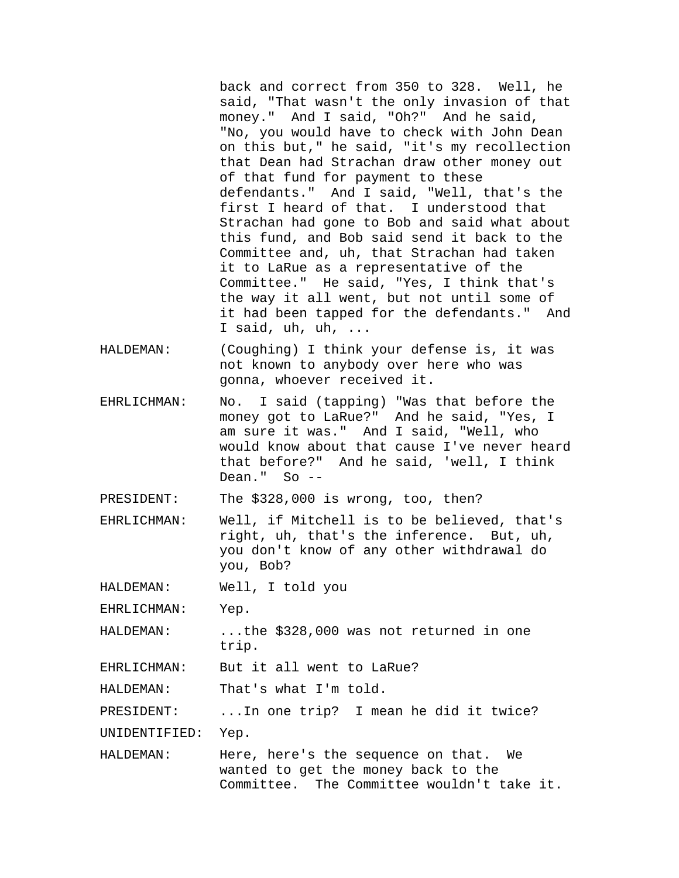back and correct from 350 to 328. Well, he said, "That wasn't the only invasion of that money." And I said, "Oh?" And he said, "No, you would have to check with John Dean on this but," he said, "it's my recollection that Dean had Strachan draw other money out of that fund for payment to these defendants." And I said, "Well, that's the first I heard of that. I understood that Strachan had gone to Bob and said what about this fund, and Bob said send it back to the Committee and, uh, that Strachan had taken it to LaRue as a representative of the Committee." He said, "Yes, I think that's the way it all went, but not until some of it had been tapped for the defendants." And I said, uh, uh, ...

HALDEMAN: (Coughing) I think your defense is, it was not known to anybody over here who was gonna, whoever received it.

EHRLICHMAN: No. I said (tapping) "Was that before the money got to LaRue?" And he said, "Yes, I am sure it was." And I said, "Well, who would know about that cause I've never heard that before?" And he said, 'well, I think Dean." So --

PRESIDENT: The $328,000 is wrong, too, then?

EHRLICHMAN: Well, if Mitchell is to be believed, that's right, uh, that's the inference. But, uh, you don't know of any other withdrawal do you, Bob?

HALDEMAN: Well, I told you

EHRLICHMAN: Yep.

HALDEMAN: ...the $328,000 was not returned in one trip.

EHRLICHMAN: But it all went to LaRue?

HALDEMAN: That's what I'm told.

PRESIDENT: ...In one trip? I mean he did it twice?

UNIDENTIFIED: Yep.

HALDEMAN: Here, here's the sequence on that. We wanted to get the money back to the Committee. The Committee wouldn't take it.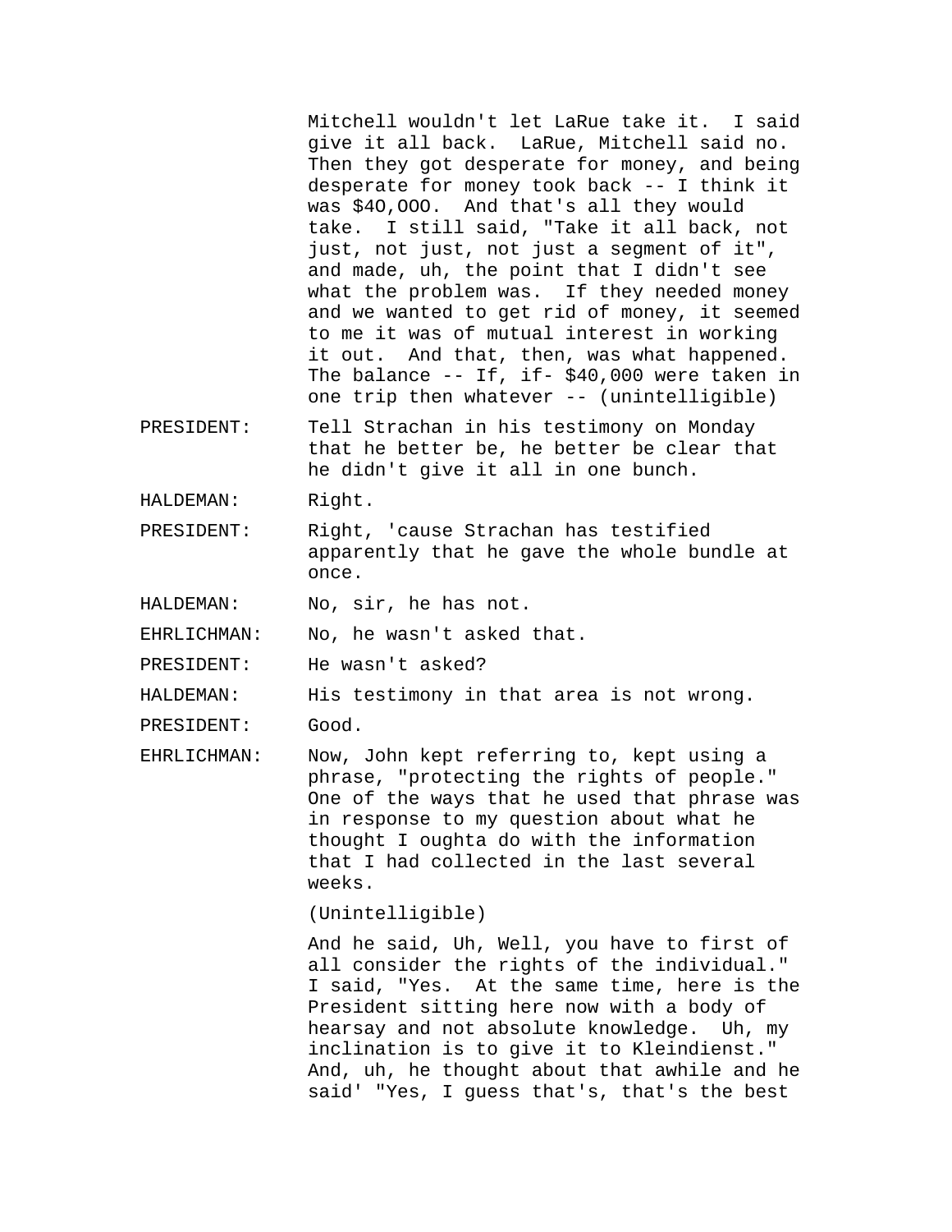Mitchell wouldn't let LaRue take it. I said give it all back. LaRue, Mitchell said no. Then they got desperate for money, and being desperate for money took back -- I think it was $4O,OOO. And that's all they would take. I still said, "Take it all back, not just, not just, not just a segment of it", and made, uh, the point that I didn't see what the problem was. If they needed money and we wanted to get rid of money, it seemed to me it was of mutual interest in working it out. And that, then, was what happened. The balance -- If, if- $40,000 were taken in one trip then whatever -- (unintelligible)

PRESIDENT: Tell Strachan in his testimony on Monday that he better be, he better be clear that he didn't give it all in one bunch.

HALDEMAN: Right.

PRESIDENT: Right, 'cause Strachan has testified apparently that he gave the whole bundle at once.

HALDEMAN: No, sir, he has not.

EHRLICHMAN: No, he wasn't asked that.

PRESIDENT: He wasn't asked?

HALDEMAN: His testimony in that area is not wrong.

PRESIDENT: Good.

EHRLICHMAN: Now, John kept referring to, kept using a phrase, "protecting the rights of people." One of the ways that he used that phrase was in response to my question about what he thought I oughta do with the information that I had collected in the last several weeks.

(Unintelligible)

And he said, Uh, Well, you have to first of all consider the rights of the individual." I said, "Yes. At the same time, here is the President sitting here now with a body of hearsay and not absolute knowledge. Uh, my inclination is to give it to Kleindienst." And, uh, he thought about that awhile and he said' "Yes, I guess that's, that's the best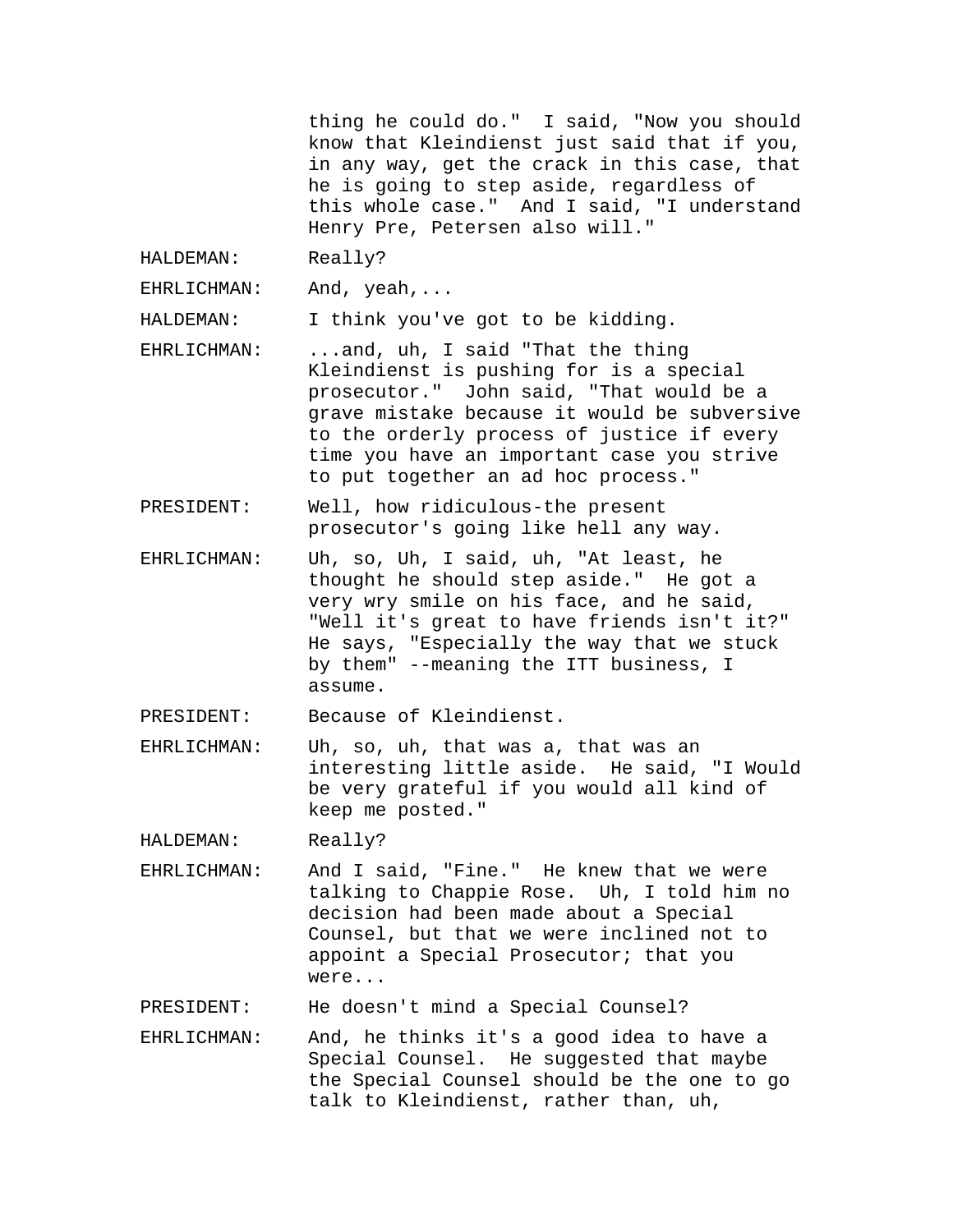thing he could do." I said, "Now you should know that Kleindienst just said that if you, in any way, get the crack in this case, that he is going to step aside, regardless of this whole case." And I said, "I understand Henry Pre, Petersen also will."

HALDEMAN: Really?

EHRLICHMAN: And, yeah,...

HALDEMAN: I think you've got to be kidding.

EHRLICHMAN: ...and, uh, I said "That the thing Kleindienst is pushing for is a special prosecutor." John said, "That would be a grave mistake because it would be subversive to the orderly process of justice if every time you have an important case you strive to put together an ad hoc process."

PRESIDENT: Well, how ridiculous-the present prosecutor's going like hell any way.

EHRLICHMAN: Uh, so, Uh, I said, uh, "At least, he thought he should step aside." He got a very wry smile on his face, and he said, "Well it's great to have friends isn't it?" He says, "Especially the way that we stuck by them" --meaning the ITT business, I assume.

PRESIDENT: Because of Kleindienst.

EHRLICHMAN: Uh, so, uh, that was a, that was an interesting little aside. He said, "I Would be very grateful if you would all kind of keep me posted."

HALDEMAN: Really?

EHRLICHMAN: And I said, "Fine." He knew that we were talking to Chappie Rose. Uh, I told him no decision had been made about a Special Counsel, but that we were inclined not to appoint a Special Prosecutor; that you were...

PRESIDENT: He doesn't mind a Special Counsel?

EHRLICHMAN: And, he thinks it's a good idea to have a Special Counsel. He suggested that maybe the Special Counsel should be the one to go talk to Kleindienst, rather than, uh,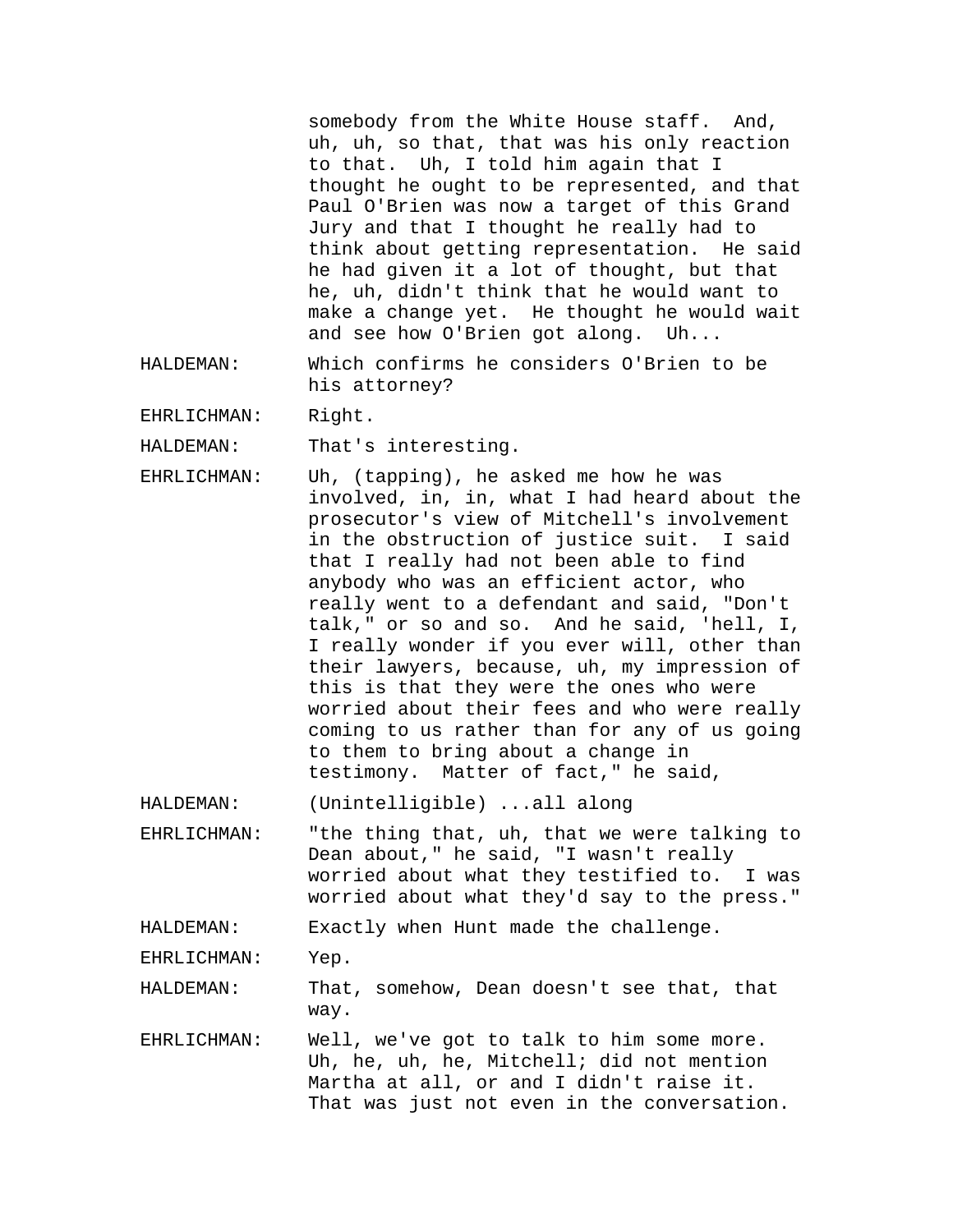somebody from the White House staff. And, uh, uh, so that, that was his only reaction to that. Uh, I told him again that I thought he ought to be represented, and that Paul O'Brien was now a target of this Grand Jury and that I thought he really had to think about getting representation. He said he had given it a lot of thought, but that he, uh, didn't think that he would want to make a change yet. He thought he would wait and see how O'Brien got along. Uh...

HALDEMAN: Which confirms he considers O'Brien to be his attorney?

EHRLICHMAN: Right.

HALDEMAN: That's interesting.

EHRLICHMAN: Uh, (tapping), he asked me how he was involved, in, in, what I had heard about the prosecutor's view of Mitchell's involvement in the obstruction of justice suit. I said that I really had not been able to find anybody who was an efficient actor, who really went to a defendant and said, "Don't talk," or so and so. And he said, 'hell, I, I really wonder if you ever will, other than their lawyers, because, uh, my impression of this is that they were the ones who were worried about their fees and who were really coming to us rather than for any of us going to them to bring about a change in testimony. Matter of fact," he said,

HALDEMAN: (Unintelligible) ...all along

EHRLICHMAN: "the thing that, uh, that we were talking to Dean about," he said, "I wasn't really worried about what they testified to. I was worried about what they'd say to the press."

HALDEMAN: Exactly when Hunt made the challenge.

EHRLICHMAN: Yep.

HALDEMAN: That, somehow, Dean doesn't see that, that way.

EHRLICHMAN: Well, we've got to talk to him some more. Uh, he, uh, he, Mitchell; did not mention Martha at all, or and I didn't raise it. That was just not even in the conversation.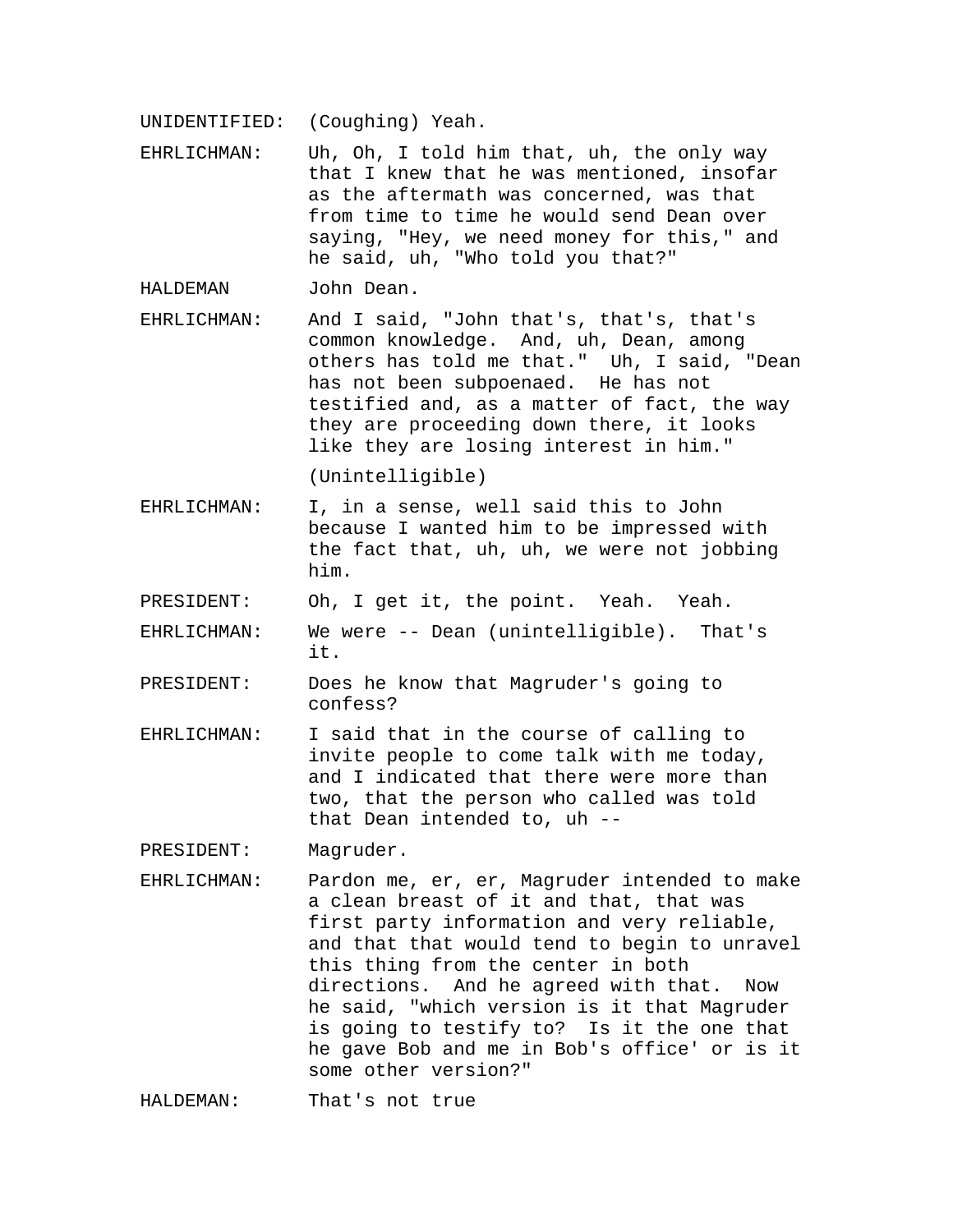UNIDENTIFIED: (Coughing) Yeah.

EHRLICHMAN: Uh, Oh, I told him that, uh, the only way that I knew that he was mentioned, insofar as the aftermath was concerned, was that from time to time he would send Dean over saying, "Hey, we need money for this," and he said, uh, "Who told you that?"

HALDEMAN John Dean.

EHRLICHMAN: And I said, "John that's, that's, that's common knowledge. And, uh, Dean, among others has told me that." Uh, I said, "Dean has not been subpoenaed. He has not testified and, as a matter of fact, the way they are proceeding down there, it looks like they are losing interest in him."

(Unintelligible)

EHRLICHMAN: I, in a sense, well said this to John because I wanted him to be impressed with the fact that, uh, uh, we were not jobbing him.

PRESIDENT: Oh, I get it, the point. Yeah. Yeah.

EHRLICHMAN: We were -- Dean (unintelligible). That's it.

PRESIDENT: Does he know that Magruder's going to confess?

EHRLICHMAN: I said that in the course of calling to invite people to come talk with me today, and I indicated that there were more than two, that the person who called was told that Dean intended to, uh --

PRESIDENT: Magruder.

EHRLICHMAN: Pardon me, er, er, Magruder intended to make a clean breast of it and that, that was first party information and very reliable, and that that would tend to begin to unravel this thing from the center in both directions. And he agreed with that. Now he said, "which version is it that Magruder is going to testify to? Is it the one that he gave Bob and me in Bob's office' or is it some other version?"

HALDEMAN: That's not true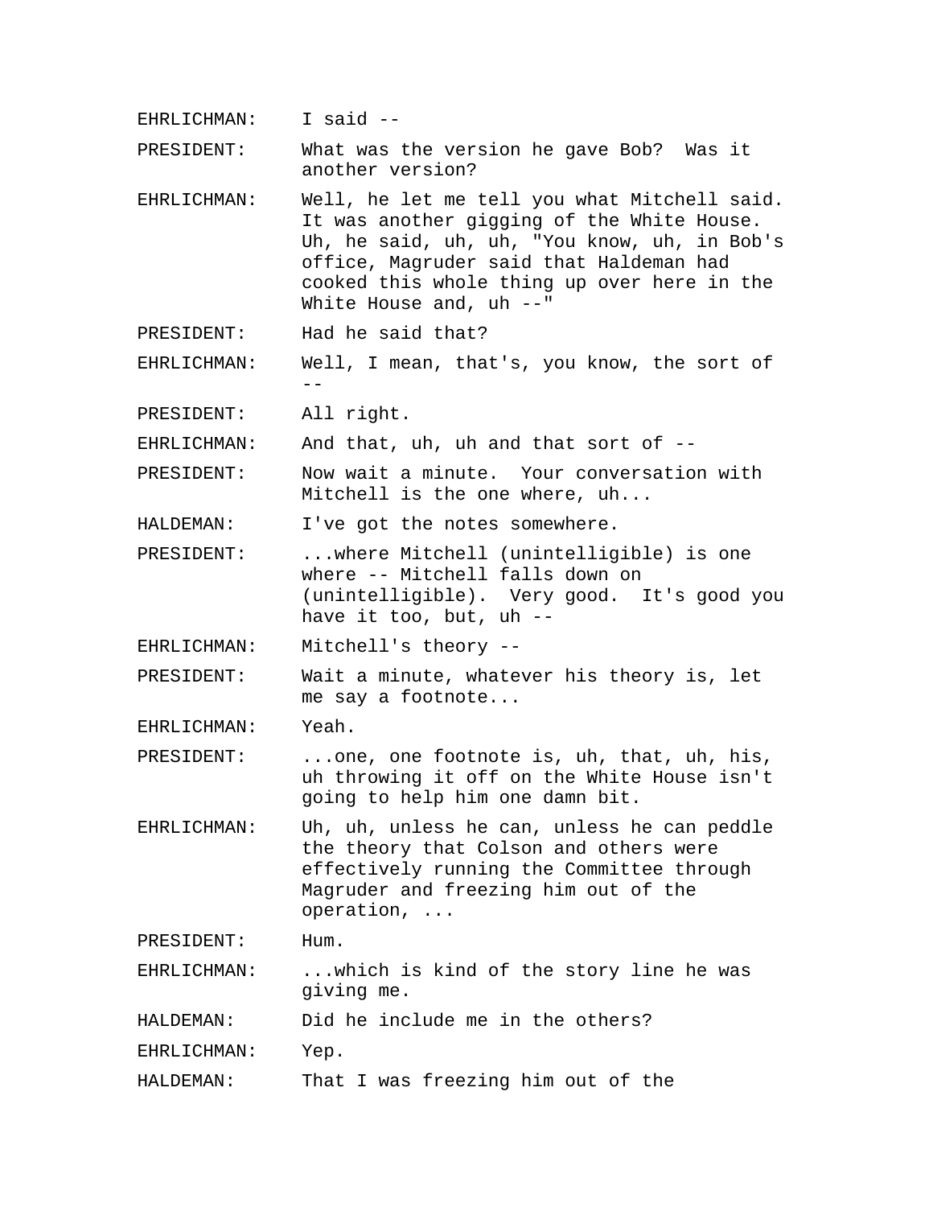EHRLICHMAN: I said --

PRESIDENT: What was the version he gave Bob? Was it another version?

EHRLICHMAN: Well, he let me tell you what Mitchell said. It was another gigging of the White House. Uh, he said, uh, uh, "You know, uh, in Bob's office, Magruder said that Haldeman had cooked this whole thing up over here in the White House and, uh --"

PRESIDENT: Had he said that?

EHRLICHMAN: Well, I mean, that's, you know, the sort of --

PRESIDENT: All right.

EHRLICHMAN: And that, uh, uh and that sort of --

PRESIDENT: Now wait a minute. Your conversation with Mitchell is the one where, uh...

HALDEMAN: I've got the notes somewhere.

PRESIDENT: ...where Mitchell (unintelligible) is one where -- Mitchell falls down on (unintelligible). Very good. It's good you have it too, but, uh --

EHRLICHMAN: Mitchell's theory --

PRESIDENT: Wait a minute, whatever his theory is, let me say a footnote...

EHRLICHMAN: Yeah.

PRESIDENT: ...one, one footnote is, uh, that, uh, his, uh throwing it off on the White House isn't going to help him one damn bit.

EHRLICHMAN: Uh, uh, unless he can, unless he can peddle the theory that Colson and others were effectively running the Committee through Magruder and freezing him out of the operation, ...

PRESIDENT: Hum.

EHRLICHMAN: ...which is kind of the story line he was giving me.

HALDEMAN: Did he include me in the others?

EHRLICHMAN: Yep.

HALDEMAN: That I was freezing him out of the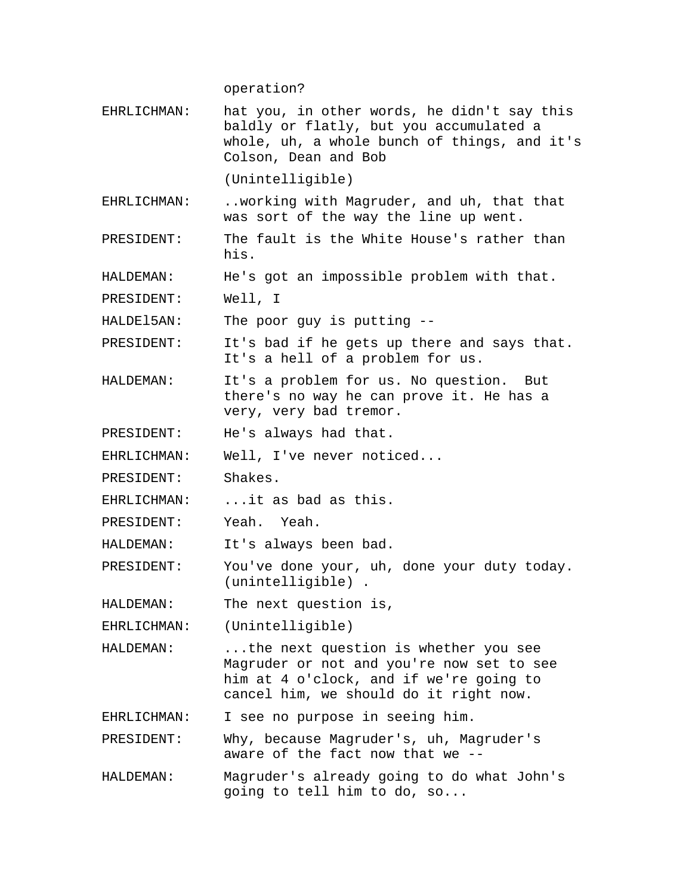operation?

EHRLICHMAN: hat you, in other words, he didn't say this baldly or flatly, but you accumulated a whole, uh, a whole bunch of things, and it's Colson, Dean and Bob

(Unintelligible)

EHRLICHMAN: ..working with Magruder, and uh, that that was sort of the way the line up went.

PRESIDENT: The fault is the White House's rather than his.

HALDEMAN: He's got an impossible problem with that.

PRESIDENT: Well, I

HALDEl5AN: The poor guy is putting --

PRESIDENT: It's bad if he gets up there and says that. It's a hell of a problem for us.

HALDEMAN: It's a problem for us. No question. But there's no way he can prove it. He has a very, very bad tremor.

PRESIDENT: He's always had that.

EHRLICHMAN: Well, I've never noticed...

PRESIDENT: Shakes.

EHRLICHMAN: ...it as bad as this.

PRESIDENT: Yeah. Yeah.

HALDEMAN: It's always been bad.

PRESIDENT: You've done your, uh, done your duty today. (unintelligible) .

HALDEMAN: The next question is,

EHRLICHMAN: (Unintelligible)

HALDEMAN: ...the next question is whether you see Magruder or not and you're now set to see him at 4 o'clock, and if we're going to cancel him, we should do it right now.

EHRLICHMAN: I see no purpose in seeing him.

PRESIDENT: Why, because Magruder's, uh, Magruder's aware of the fact now that we --

HALDEMAN: Magruder's already going to do what John's going to tell him to do, so...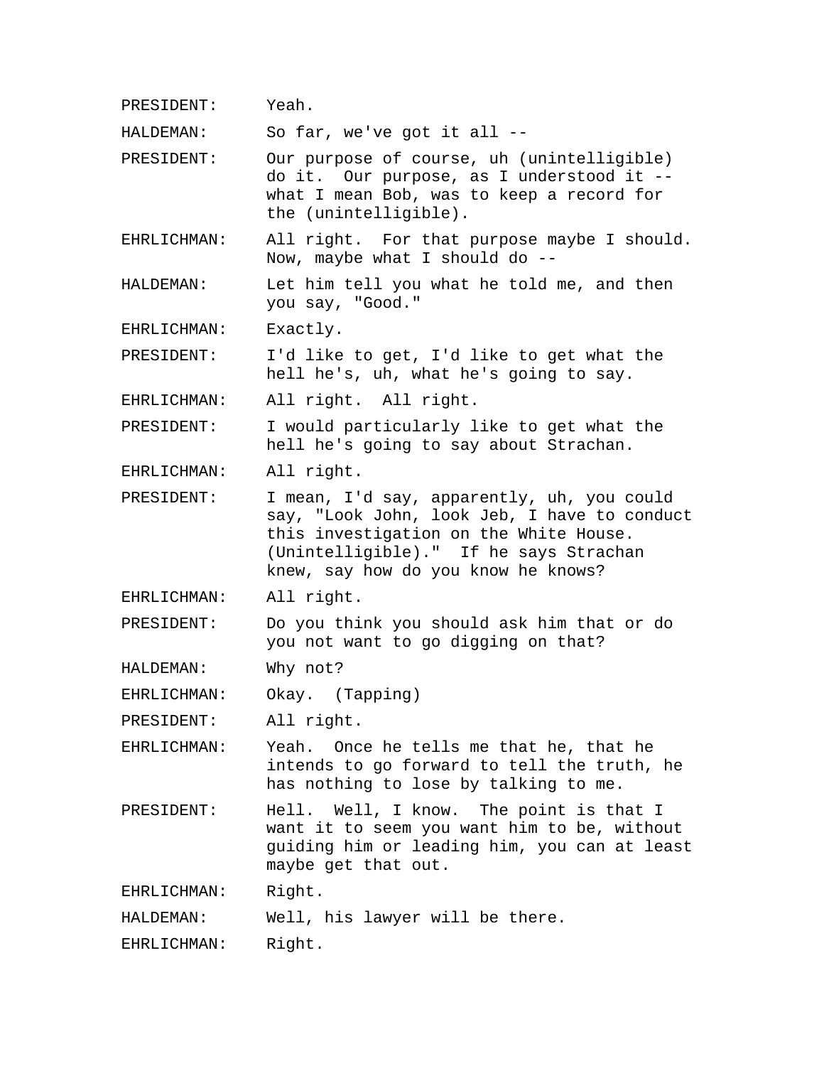PRESIDENT: Yeah.

HALDEMAN: So far, we've got it all --

PRESIDENT: Our purpose of course, uh (unintelligible) do it. Our purpose, as I understood it -- what I mean Bob, was to keep a record for the (unintelligible).

EHRLICHMAN: All right. For that purpose maybe I should. Now, maybe what I should do --

HALDEMAN: Let him tell you what he told me, and then you say, "Good."

EHRLICHMAN: Exactly.

PRESIDENT: I'd like to get, I'd like to get what the hell he's, uh, what he's going to say.

EHRLICHMAN: All right. All right.

PRESIDENT: I would particularly like to get what the hell he's going to say about Strachan.

EHRLICHMAN: All right.

PRESIDENT: I mean, I'd say, apparently, uh, you could say, "Look John, look Jeb, I have to conduct this investigation on the White House. (Unintelligible)." If he says Strachan knew, say how do you know he knows?

EHRLICHMAN: All right.

PRESIDENT: Do you think you should ask him that or do you not want to go digging on that?

HALDEMAN: Why not?

EHRLICHMAN: Okay. (Tapping)

PRESIDENT: All right.

EHRLICHMAN: Yeah. Once he tells me that he, that he intends to go forward to tell the truth, he has nothing to lose by talking to me.

PRESIDENT: Hell. Well, I know. The point is that I want it to seem you want him to be, without guiding him or leading him, you can at least maybe get that out.

EHRLICHMAN: Right.

HALDEMAN: Well, his lawyer will be there.

EHRLICHMAN: Right.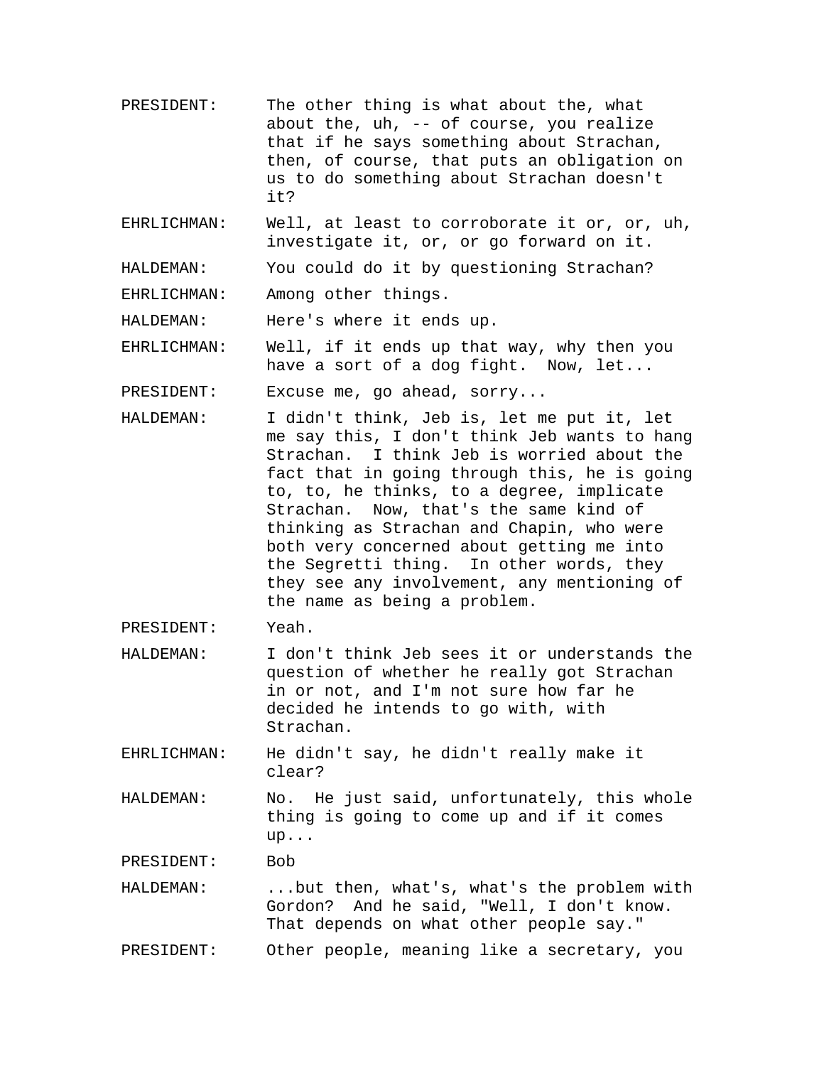PRESIDENT: The other thing is what about the, what about the, uh, -- of course, you realize that if he says something about Strachan, then, of course, that puts an obligation on us to do something about Strachan doesn't it?

EHRLICHMAN: Well, at least to corroborate it or, or, uh, investigate it, or, or go forward on it.

HALDEMAN: You could do it by questioning Strachan?

EHRLICHMAN: Among other things.

HALDEMAN: Here's where it ends up.

EHRLICHMAN: Well, if it ends up that way, why then you have a sort of a dog fight. Now, let...

PRESIDENT: Excuse me, go ahead, sorry...

HALDEMAN: I didn't think, Jeb is, let me put it, let me say this, I don't think Jeb wants to hang Strachan. I think Jeb is worried about the fact that in going through this, he is going to, to, he thinks, to a degree, implicate Strachan. Now, that's the same kind of thinking as Strachan and Chapin, who were both very concerned about getting me into the Segretti thing. In other words, they they see any involvement, any mentioning of the name as being a problem.

PRESIDENT: Yeah.

HALDEMAN: I don't think Jeb sees it or understands the question of whether he really got Strachan in or not, and I'm not sure how far he decided he intends to go with, with Strachan.

EHRLICHMAN: He didn't say, he didn't really make it clear?

HALDEMAN: No. He just said, unfortunately, this whole thing is going to come up and if it comes up...

PRESIDENT: Bob

HALDEMAN: ...but then, what's, what's the problem with Gordon? And he said, "Well, I don't know. That depends on what other people say."

PRESIDENT: Other people, meaning like a secretary, you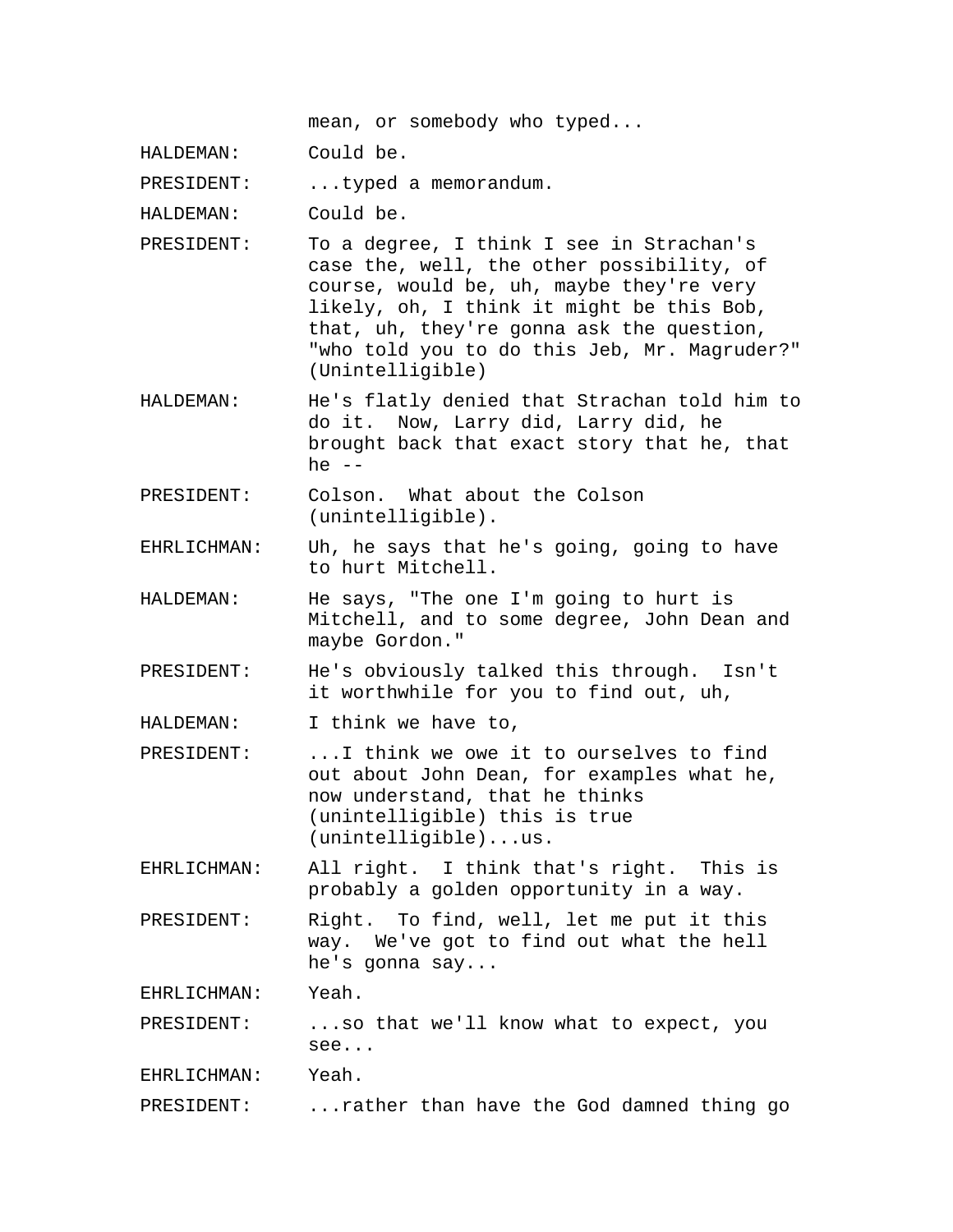mean, or somebody who typed...

HALDEMAN: Could be.

PRESIDENT: ...typed a memorandum.

HALDEMAN: Could be.

PRESIDENT: To a degree, I think I see in Strachan's case the, well, the other possibility, of course, would be, uh, maybe they're very likely, oh, I think it might be this Bob, that, uh, they're gonna ask the question, "who told you to do this Jeb, Mr. Magruder?" (Unintelligible)

HALDEMAN: He's flatly denied that Strachan told him to do it. Now, Larry did, Larry did, he brought back that exact story that he, that he --

PRESIDENT: Colson. What about the Colson (unintelligible).

EHRLICHMAN: Uh, he says that he's going, going to have to hurt Mitchell.

HALDEMAN: He says, "The one I'm going to hurt is Mitchell, and to some degree, John Dean and maybe Gordon."

PRESIDENT: He's obviously talked this through. Isn't it worthwhile for you to find out, uh,

HALDEMAN: I think we have to,

PRESIDENT: ...I think we owe it to ourselves to find out about John Dean, for examples what he, now understand, that he thinks (unintelligible) this is true (unintelligible)...us.

EHRLICHMAN: All right. I think that's right. This is probably a golden opportunity in a way.

PRESIDENT: Right. To find, well, let me put it this way. We've got to find out what the hell he's gonna say...

EHRLICHMAN: Yeah.

PRESIDENT: ...so that we'll know what to expect, you see...

EHRLICHMAN: Yeah.

PRESIDENT: ...rather than have the God damned thing go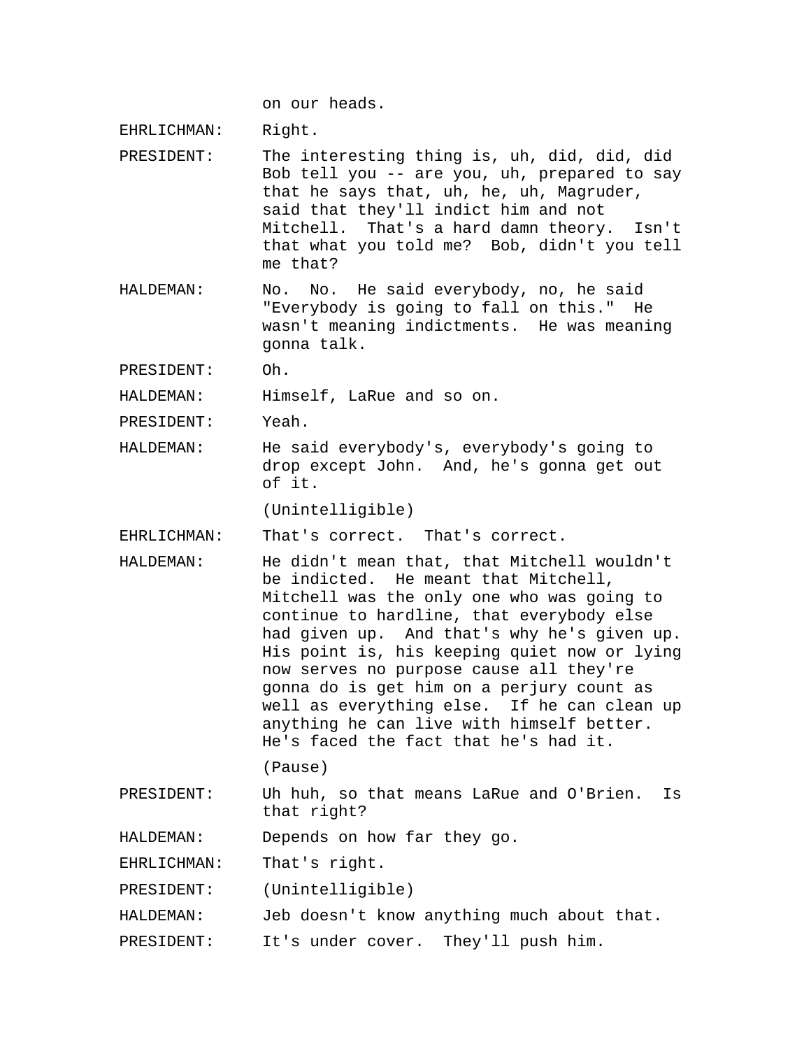on our heads.

EHRLICHMAN: Right.

PRESIDENT: The interesting thing is, uh, did, did, did Bob tell you -- are you, uh, prepared to say that he says that, uh, he, uh, Magruder, said that they'll indict him and not Mitchell. That's a hard damn theory. Isn't that what you told me? Bob, didn't you tell me that?

HALDEMAN: No. No. He said everybody, no, he said "Everybody is going to fall on this." He wasn't meaning indictments. He was meaning gonna talk.

PRESIDENT: Oh.

HALDEMAN: Himself, LaRue and so on.

PRESIDENT: Yeah.

HALDEMAN: He said everybody's, everybody's going to drop except John. And, he's gonna get out of it.

(Unintelligible)

EHRLICHMAN: That's correct. That's correct.

HALDEMAN: He didn't mean that, that Mitchell wouldn't be indicted. He meant that Mitchell, Mitchell was the only one who was going to continue to hardline, that everybody else had given up. And that's why he's given up. His point is, his keeping quiet now or lying now serves no purpose cause all they're gonna do is get him on a perjury count as well as everything else. If he can clean up anything he can live with himself better. He's faced the fact that he's had it.

(Pause)

PRESIDENT: Uh huh, so that means LaRue and O'Brien. Is that right?

HALDEMAN: Depends on how far they go.

EHRLICHMAN: That's right.

PRESIDENT: (Unintelligible)

HALDEMAN: Jeb doesn't know anything much about that.

PRESIDENT: It's under cover. They'll push him.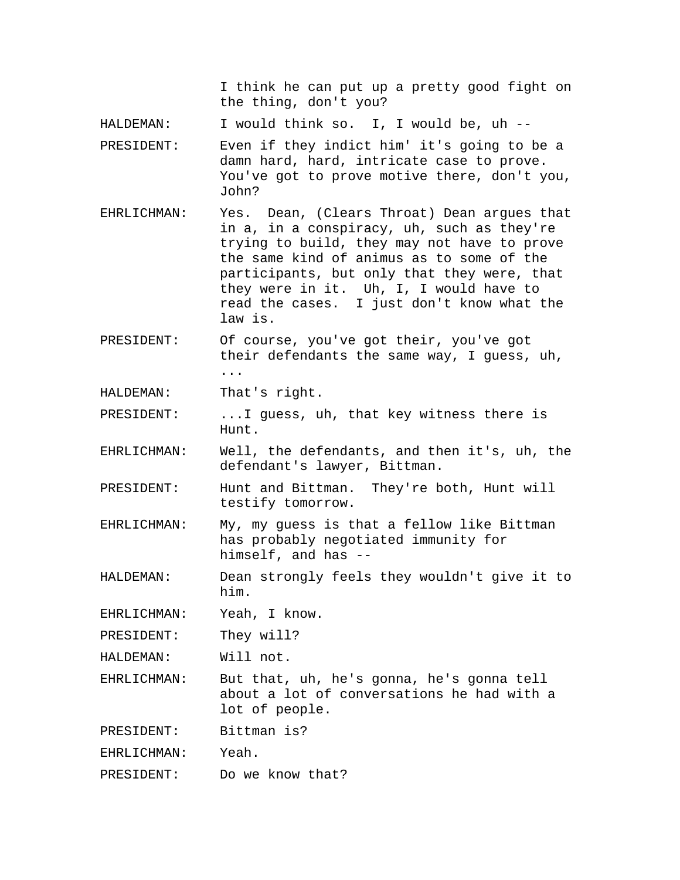I think he can put up a pretty good fight on the thing, don't you?

HALDEMAN: I would think so. I, I would be, uh --

PRESIDENT: Even if they indict him' it's going to be a damn hard, hard, intricate case to prove. You've got to prove motive there, don't you, John?

EHRLICHMAN: Yes. Dean, (Clears Throat) Dean argues that in a, in a conspiracy, uh, such as they're trying to build, they may not have to prove the same kind of animus as to some of the participants, but only that they were, that they were in it. Uh, I, I would have to read the cases. I just don't know what the law is.

PRESIDENT: Of course, you've got their, you've got their defendants the same way, I guess, uh, ...

HALDEMAN: That's right.

PRESIDENT: ...I guess, uh, that key witness there is Hunt.

EHRLICHMAN: Well, the defendants, and then it's, uh, the defendant's lawyer, Bittman.

PRESIDENT: Hunt and Bittman. They're both, Hunt will testify tomorrow.

EHRLICHMAN: My, my guess is that a fellow like Bittman has probably negotiated immunity for himself, and has --

HALDEMAN: Dean strongly feels they wouldn't give it to him.

EHRLICHMAN: Yeah, I know.

PRESIDENT: They will?

HALDEMAN: Will not.

EHRLICHMAN: But that, uh, he's gonna, he's gonna tell about a lot of conversations he had with a lot of people.

PRESIDENT: Bittman is?

EHRLICHMAN: Yeah.

PRESIDENT: Do we know that?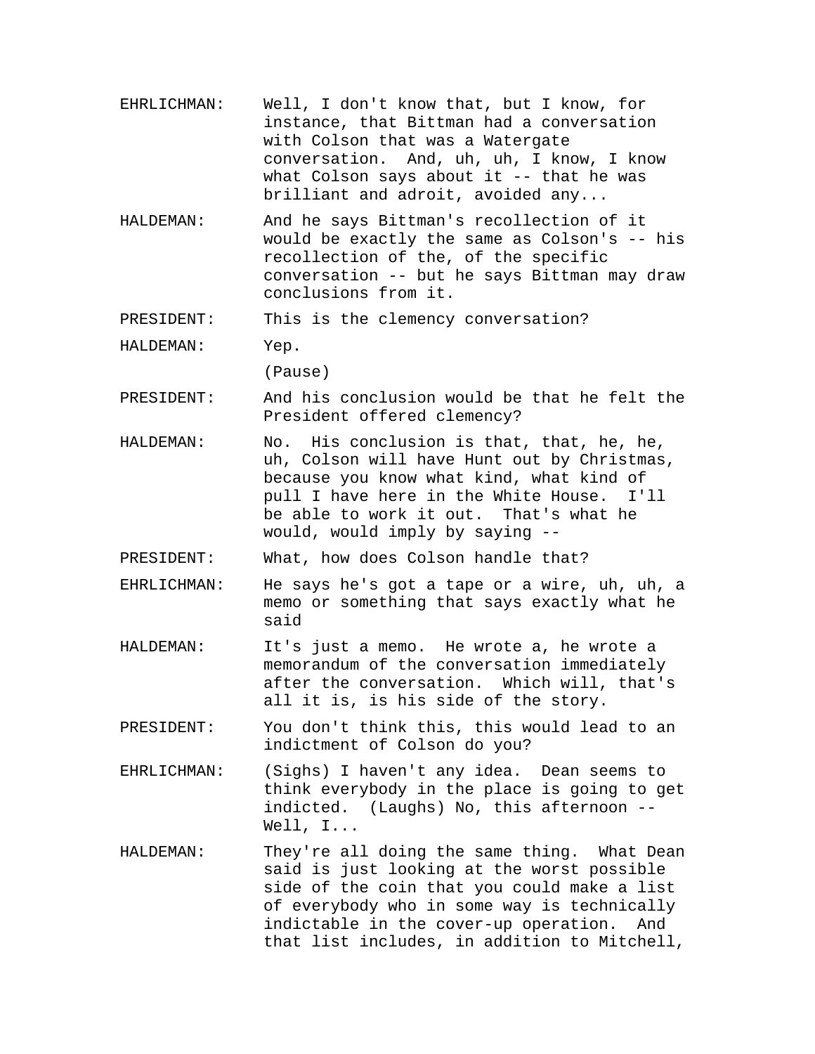EHRLICHMAN: Well, I don't know that, but I know, for instance, that Bittman had a conversation with Colson that was a Watergate conversation. And, uh, uh, I know, I know what Colson says about it -- that he was brilliant and adroit, avoided any...

HALDEMAN: And he says Bittman's recollection of it would be exactly the same as Colson's -- his recollection of the, of the specific conversation -- but he says Bittman may draw conclusions from it.

PRESIDENT: This is the clemency conversation?

HALDEMAN: Yep.

(Pause)

PRESIDENT: And his conclusion would be that he felt the President offered clemency?

HALDEMAN: No. His conclusion is that, that, he, he, uh, Colson will have Hunt out by Christmas, because you know what kind, what kind of pull I have here in the White House. I'll be able to work it out. That's what he would, would imply by saying --

PRESIDENT: What, how does Colson handle that?

EHRLICHMAN: He says he's got a tape or a wire, uh, uh, a memo or something that says exactly what he said

HALDEMAN: It's just a memo. He wrote a, he wrote a memorandum of the conversation immediately after the conversation. Which will, that's all it is, is his side of the story.

PRESIDENT: You don't think this, this would lead to an indictment of Colson do you?

EHRLICHMAN: (Sighs) I haven't any idea. Dean seems to think everybody in the place is going to get indicted. (Laughs) No, this afternoon -- Well, I...

HALDEMAN: They're all doing the same thing. What Dean said is just looking at the worst possible side of the coin that you could make a list of everybody who in some way is technically indictable in the cover-up operation. And that list includes, in addition to Mitchell,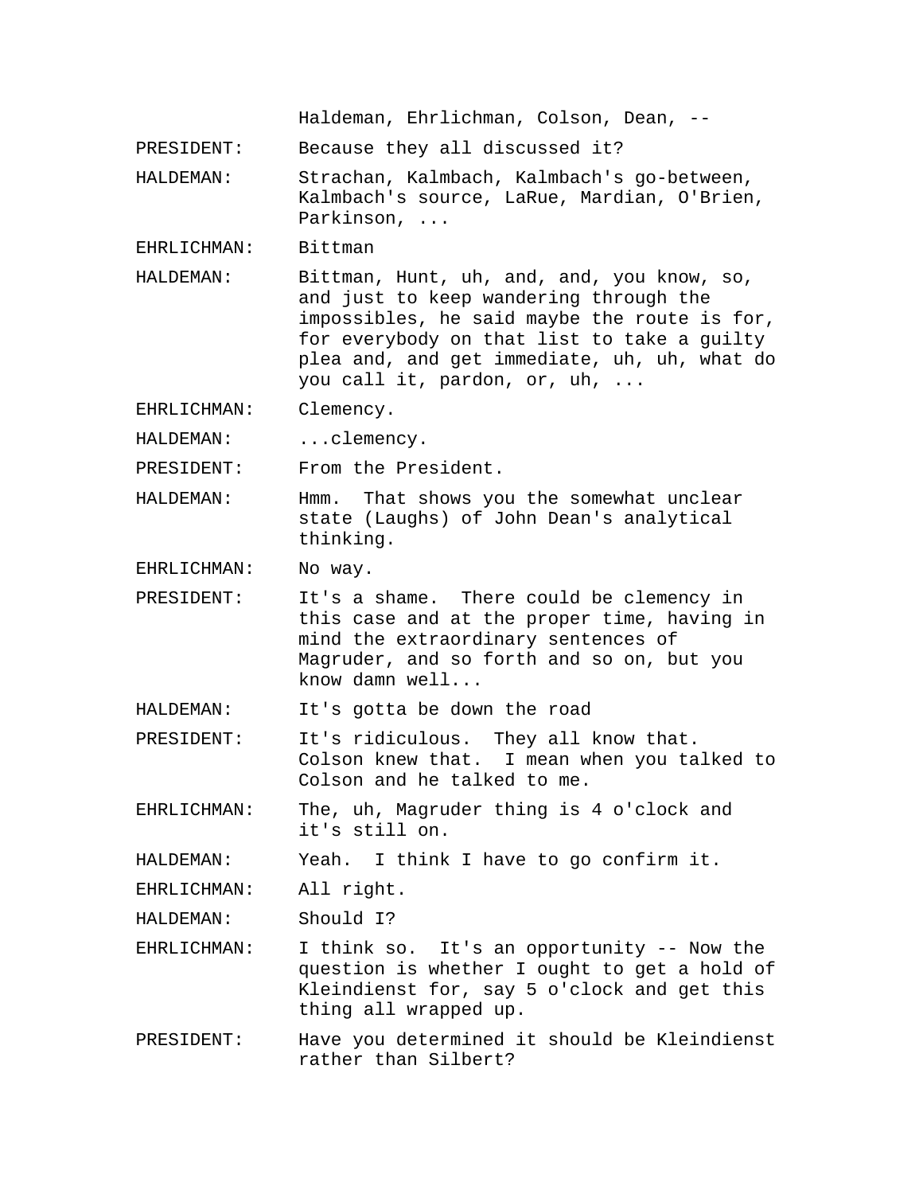Haldeman, Ehrlichman, Colson, Dean, --

PRESIDENT: Because they all discussed it?

HALDEMAN: Strachan, Kalmbach, Kalmbach's go-between, Kalmbach's source, LaRue, Mardian, O'Brien, Parkinson, ...

EHRLICHMAN: Bittman

HALDEMAN: Bittman, Hunt, uh, and, and, you know, so, and just to keep wandering through the impossibles, he said maybe the route is for, for everybody on that list to take a guilty plea and, and get immediate, uh, uh, what do you call it, pardon, or, uh, ...

EHRLICHMAN: Clemency.

HALDEMAN: ...clemency.

PRESIDENT: From the President.

HALDEMAN: Hmm. That shows you the somewhat unclear state (Laughs) of John Dean's analytical thinking.

EHRLICHMAN: No way.

PRESIDENT: It's a shame. There could be clemency in this case and at the proper time, having in mind the extraordinary sentences of Magruder, and so forth and so on, but you know damn well...

HALDEMAN: It's gotta be down the road

PRESIDENT: It's ridiculous. They all know that. Colson knew that. I mean when you talked to Colson and he talked to me.

EHRLICHMAN: The, uh, Magruder thing is 4 o'clock and it's still on.

HALDEMAN: Yeah. I think I have to go confirm it.

EHRLICHMAN: All right.

HALDEMAN: Should I?

EHRLICHMAN: I think so. It's an opportunity -- Now the question is whether I ought to get a hold of Kleindienst for, say 5 o'clock and get this thing all wrapped up.

PRESIDENT: Have you determined it should be Kleindienst rather than Silbert?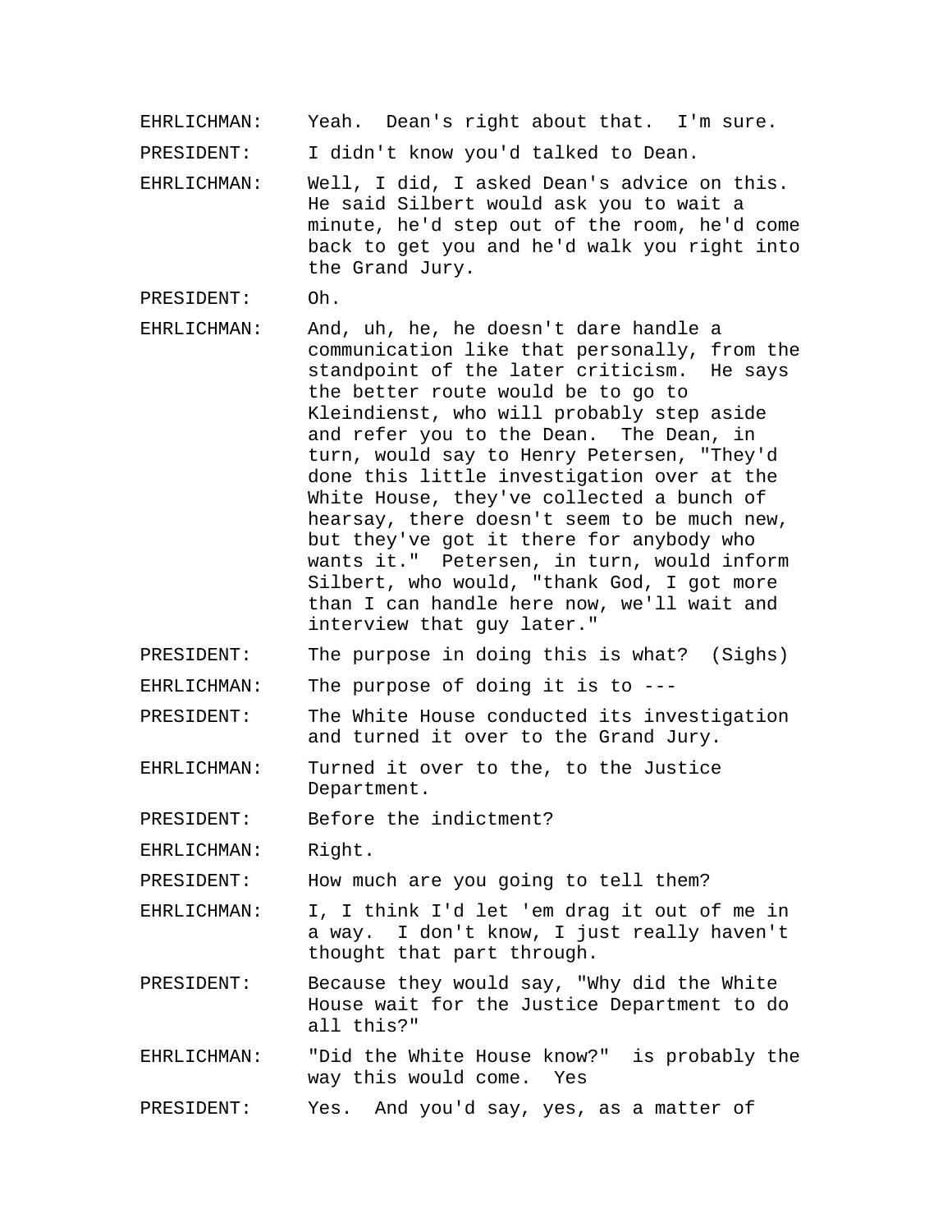EHRLICHMAN: Yeah. Dean's right about that. I'm sure.

PRESIDENT: I didn't know you'd talked to Dean.

EHRLICHMAN: Well, I did, I asked Dean's advice on this. He said Silbert would ask you to wait a minute, he'd step out of the room, he'd come back to get you and he'd walk you right into the Grand Jury.

PRESIDENT: Oh.

EHRLICHMAN: And, uh, he, he doesn't dare handle a communication like that personally, from the standpoint of the later criticism. He says the better route would be to go to Kleindienst, who will probably step aside and refer you to the Dean. The Dean, in turn, would say to Henry Petersen, "They'd done this little investigation over at the White House, they've collected a bunch of hearsay, there doesn't seem to be much new, but they've got it there for anybody who wants it." Petersen, in turn, would inform Silbert, who would, "thank God, I got more than I can handle here now, we'll wait and interview that guy later."

PRESIDENT: The purpose in doing this is what? (Sighs)

EHRLICHMAN: The purpose of doing it is to ---

PRESIDENT: The White House conducted its investigation and turned it over to the Grand Jury.

EHRLICHMAN: Turned it over to the, to the Justice Department.

PRESIDENT: Before the indictment?

EHRLICHMAN: Right.

PRESIDENT: How much are you going to tell them?

EHRLICHMAN: I, I think I'd let 'em drag it out of me in a way. I don't know, I just really haven't thought that part through.

PRESIDENT: Because they would say, "Why did the White House wait for the Justice Department to do all this?"

EHRLICHMAN: "Did the White House know?" is probably the way this would come. Yes

PRESIDENT: Yes. And you'd say, yes, as a matter of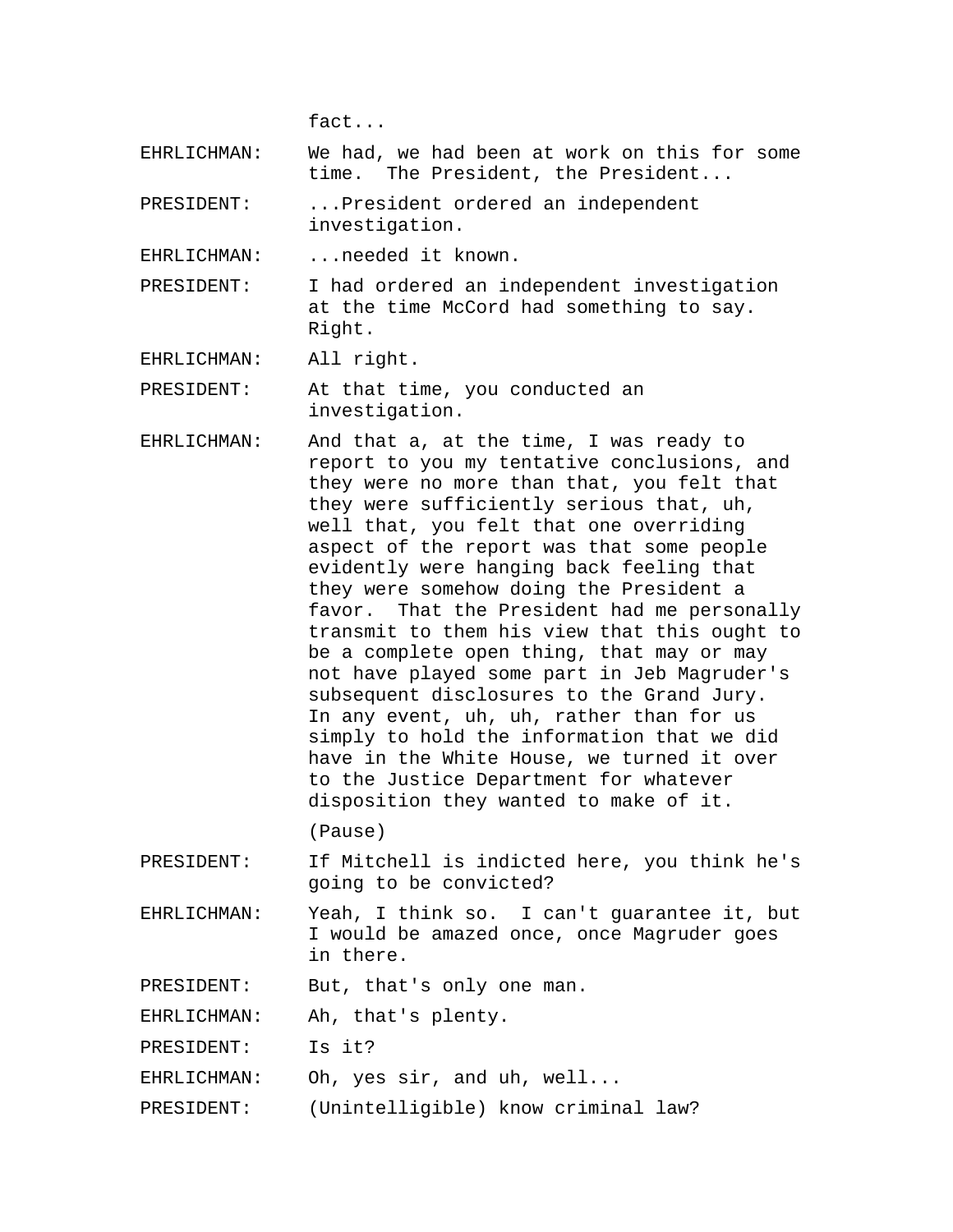fact...

EHRLICHMAN: We had, we had been at work on this for some time. The President, the President...

PRESIDENT: ...President ordered an independent investigation.

EHRLICHMAN: ...needed it known.

PRESIDENT: I had ordered an independent investigation at the time McCord had something to say. Right.

EHRLICHMAN: All right.

PRESIDENT: At that time, you conducted an investigation.

EHRLICHMAN: And that a, at the time, I was ready to report to you my tentative conclusions, and they were no more than that, you felt that they were sufficiently serious that, uh, well that, you felt that one overriding aspect of the report was that some people evidently were hanging back feeling that they were somehow doing the President a favor. That the President had me personally transmit to them his view that this ought to be a complete open thing, that may or may not have played some part in Jeb Magruder's subsequent disclosures to the Grand Jury. In any event, uh, uh, rather than for us simply to hold the information that we did have in the White House, we turned it over to the Justice Department for whatever disposition they wanted to make of it.

(Pause)

PRESIDENT: If Mitchell is indicted here, you think he's going to be convicted?

EHRLICHMAN: Yeah, I think so. I can't guarantee it, but I would be amazed once, once Magruder goes in there.

PRESIDENT: But, that's only one man.

EHRLICHMAN: Ah, that's plenty.

PRESIDENT: Is it?

EHRLICHMAN: Oh, yes sir, and uh, well...

PRESIDENT: (Unintelligible) know criminal law?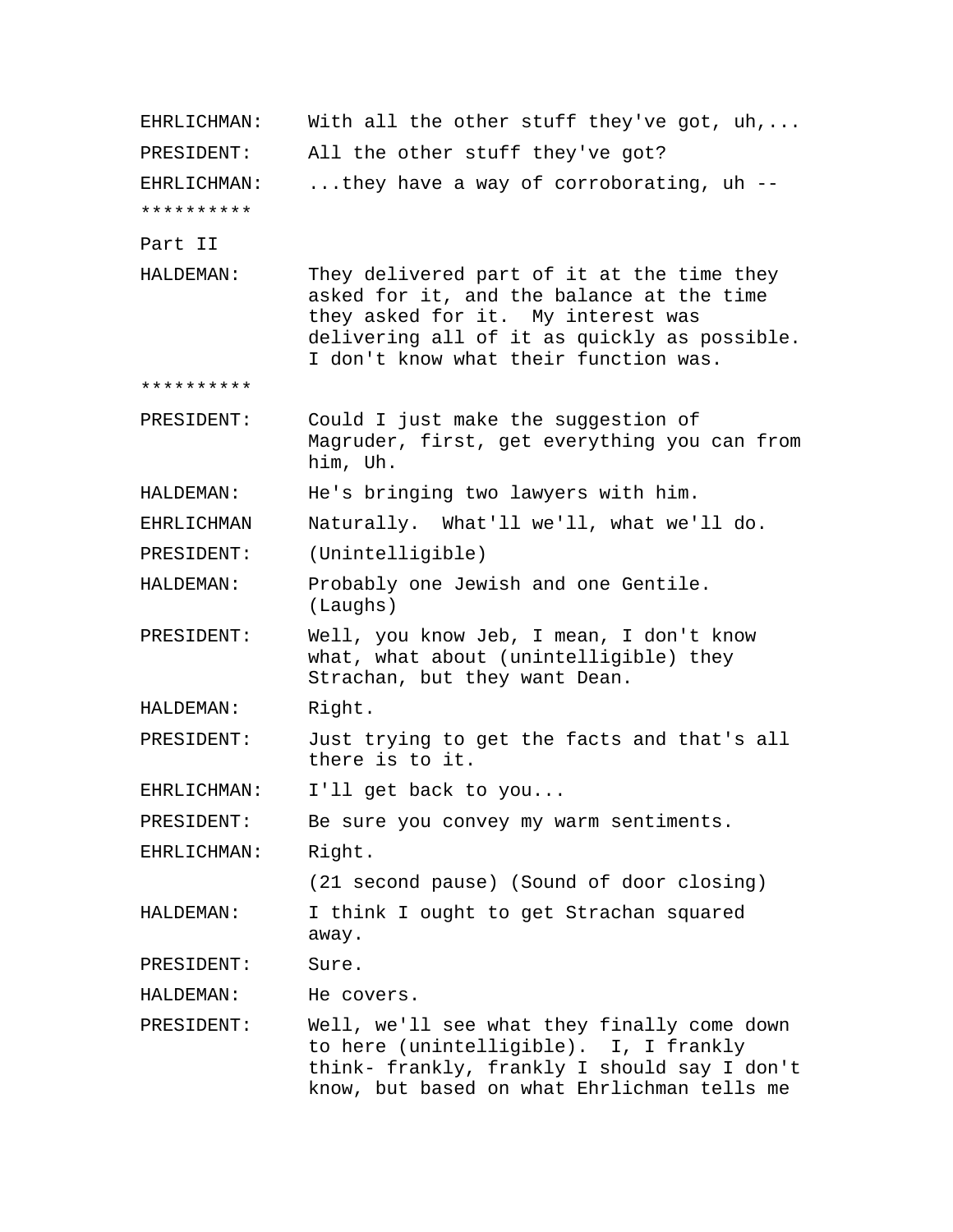EHRLICHMAN: With all the other stuff they've got, uh,...

PRESIDENT: All the other stuff they've got?

EHRLICHMAN: ...they have a way of corroborating, uh --

**********

Part II

HALDEMAN: They delivered part of it at the time they asked for it, and the balance at the time they asked for it. My interest was delivering all of it as quickly as possible. I don't know what their function was.

**********

PRESIDENT: Could I just make the suggestion of Magruder, first, get everything you can from him, Uh.

HALDEMAN: He's bringing two lawyers with him.

EHRLICHMAN Naturally. What'll we'll, what we'll do.

PRESIDENT: (Unintelligible)

HALDEMAN: Probably one Jewish and one Gentile. (Laughs)

PRESIDENT: Well, you know Jeb, I mean, I don't know what, what about (unintelligible) they Strachan, but they want Dean.

HALDEMAN: Right.

PRESIDENT: Just trying to get the facts and that's all there is to it.

EHRLICHMAN: I'll get back to you...

PRESIDENT: Be sure you convey my warm sentiments.

EHRLICHMAN: Right.

(21 second pause) (Sound of door closing)

HALDEMAN: I think I ought to get Strachan squared away.

PRESIDENT: Sure.

HALDEMAN: He covers.

PRESIDENT: Well, we'll see what they finally come down to here (unintelligible). I, I frankly think- frankly, frankly I should say I don't know, but based on what Ehrlichman tells me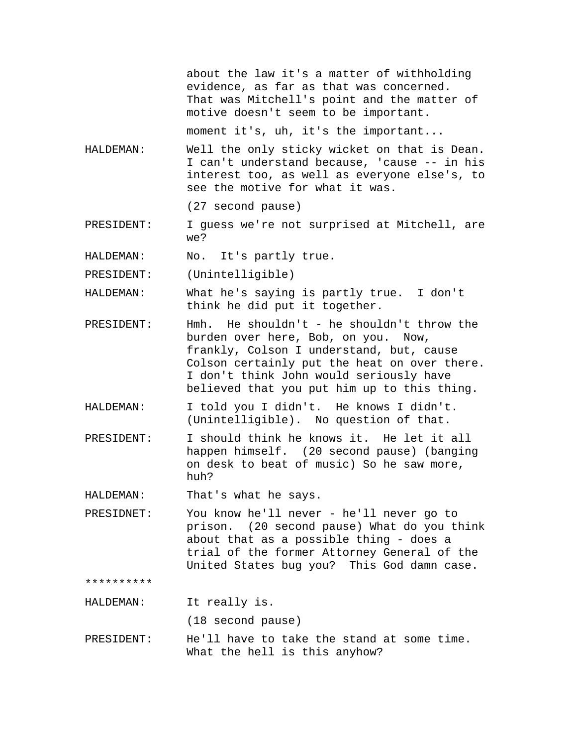about the law it's a matter of withholding evidence, as far as that was concerned. That was Mitchell's point and the matter of motive doesn't seem to be important.

moment it's, uh, it's the important...

HALDEMAN: Well the only sticky wicket on that is Dean. I can't understand because, 'cause -- in his interest too, as well as everyone else's, to see the motive for what it was.

(27 second pause)

PRESIDENT: I guess we're not surprised at Mitchell, are we?

HALDEMAN: No. It's partly true.

PRESIDENT: (Unintelligible)

HALDEMAN: What he's saying is partly true. I don't think he did put it together.

PRESIDENT: Hmh. He shouldn't - he shouldn't throw the burden over here, Bob, on you. Now, frankly, Colson I understand, but, cause Colson certainly put the heat on over there. I don't think John would seriously have believed that you put him up to this thing.

HALDEMAN: I told you I didn't. He knows I didn't. (Unintelligible). No question of that.

PRESIDENT: I should think he knows it. He let it all happen himself. (20 second pause) (banging on desk to beat of music) So he saw more, huh?

HALDEMAN: That's what he says.

PRESIDNET: You know he'll never - he'll never go to prison. (20 second pause) What do you think about that as a possible thing - does a trial of the former Attorney General of the United States bug you? This God damn case.

**********

HALDEMAN: It really is.

(18 second pause)

PRESIDENT: He'll have to take the stand at some time. What the hell is this anyhow?